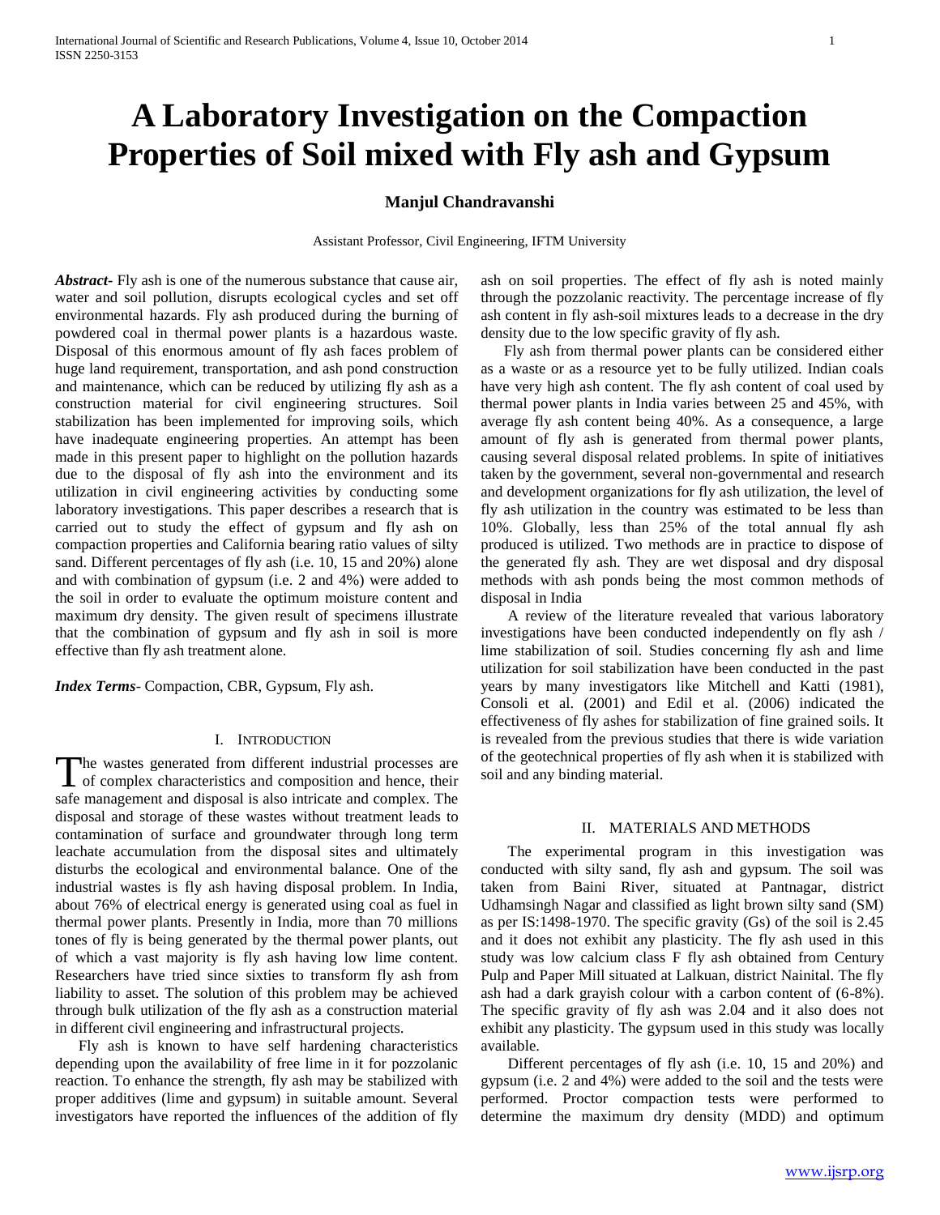# A Laboratory Investigation on the Compaction Properties of Soil mixed with Fly ash and Gypsum

**Manjul Chandravanshi**

Assistant Professor, Civil Engineering, IFTM University

***Abstract***- Fly ash is one of the numerous substance that cause air, water and soil pollution, disrupts ecological cycles and set off environmental hazards. Fly ash produced during the burning of powdered coal in thermal power plants is a hazardous waste. Disposal of this enormous amount of fly ash faces problem of huge land requirement, transportation, and ash pond construction and maintenance, which can be reduced by utilizing fly ash as a construction material for civil engineering structures. Soil stabilization has been implemented for improving soils, which have inadequate engineering properties. An attempt has been made in this present paper to highlight on the pollution hazards due to the disposal of fly ash into the environment and its utilization in civil engineering activities by conducting some laboratory investigations. This paper describes a research that is carried out to study the effect of gypsum and fly ash on compaction properties and California bearing ratio values of silty sand. Different percentages of fly ash (i.e. 10, 15 and 20%) alone and with combination of gypsum (i.e. 2 and 4%) were added to the soil in order to evaluate the optimum moisture content and maximum dry density. The given result of specimens illustrate that the combination of gypsum and fly ash in soil is more effective than fly ash treatment alone.

***Index Terms***- Compaction, CBR, Gypsum, Fly ash.

## I. Introduction

The wastes generated from different industrial processes are of complex characteristics and composition and hence, their safe management and disposal is also intricate and complex. The disposal and storage of these wastes without treatment leads to contamination of surface and groundwater through long term leachate accumulation from the disposal sites and ultimately disturbs the ecological and environmental balance. One of the industrial wastes is fly ash having disposal problem. In India, about 76% of electrical energy is generated using coal as fuel in thermal power plants. Presently in India, more than 70 millions tones of fly is being generated by the thermal power plants, out of which a vast majority is fly ash having low lime content. Researchers have tried since sixties to transform fly ash from liability to asset. The solution of this problem may be achieved through bulk utilization of the fly ash as a construction material in different civil engineering and infrastructural projects.

Fly ash is known to have self hardening characteristics depending upon the availability of free lime in it for pozzolanic reaction. To enhance the strength, fly ash may be stabilized with proper additives (lime and gypsum) in suitable amount. Several investigators have reported the influences of the addition of fly ash on soil properties. The effect of fly ash is noted mainly through the pozzolanic reactivity. The percentage increase of fly ash content in fly ash-soil mixtures leads to a decrease in the dry density due to the low specific gravity of fly ash.

Fly ash from thermal power plants can be considered either as a waste or as a resource yet to be fully utilized. Indian coals have very high ash content. The fly ash content of coal used by thermal power plants in India varies between 25 and 45%, with average fly ash content being 40%. As a consequence, a large amount of fly ash is generated from thermal power plants, causing several disposal related problems. In spite of initiatives taken by the government, several non-governmental and research and development organizations for fly ash utilization, the level of fly ash utilization in the country was estimated to be less than 10%. Globally, less than 25% of the total annual fly ash produced is utilized. Two methods are in practice to dispose of the generated fly ash. They are wet disposal and dry disposal methods with ash ponds being the most common methods of disposal in India

A review of the literature revealed that various laboratory investigations have been conducted independently on fly ash / lime stabilization of soil. Studies concerning fly ash and lime utilization for soil stabilization have been conducted in the past years by many investigators like Mitchell and Katti (1981), Consoli et al. (2001) and Edil et al. (2006) indicated the effectiveness of fly ashes for stabilization of fine grained soils. It is revealed from the previous studies that there is wide variation of the geotechnical properties of fly ash when it is stabilized with soil and any binding material.

## II. Materials and Methods

The experimental program in this investigation was conducted with silty sand, fly ash and gypsum. The soil was taken from Baini River, situated at Pantnagar, district Udhamsingh Nagar and classified as light brown silty sand (SM) as per IS:1498-1970. The specific gravity (Gs) of the soil is 2.45 and it does not exhibit any plasticity. The fly ash used in this study was low calcium class F fly ash obtained from Century Pulp and Paper Mill situated at Lalkuan, district Nainital. The fly ash had a dark grayish colour with a carbon content of (6-8%). The specific gravity of fly ash was 2.04 and it also does not exhibit any plasticity. The gypsum used in this study was locally available.

Different percentages of fly ash (i.e. 10, 15 and 20%) and gypsum (i.e. 2 and 4%) were added to the soil and the tests were performed. Proctor compaction tests were performed to determine the maximum dry density (MDD) and optimum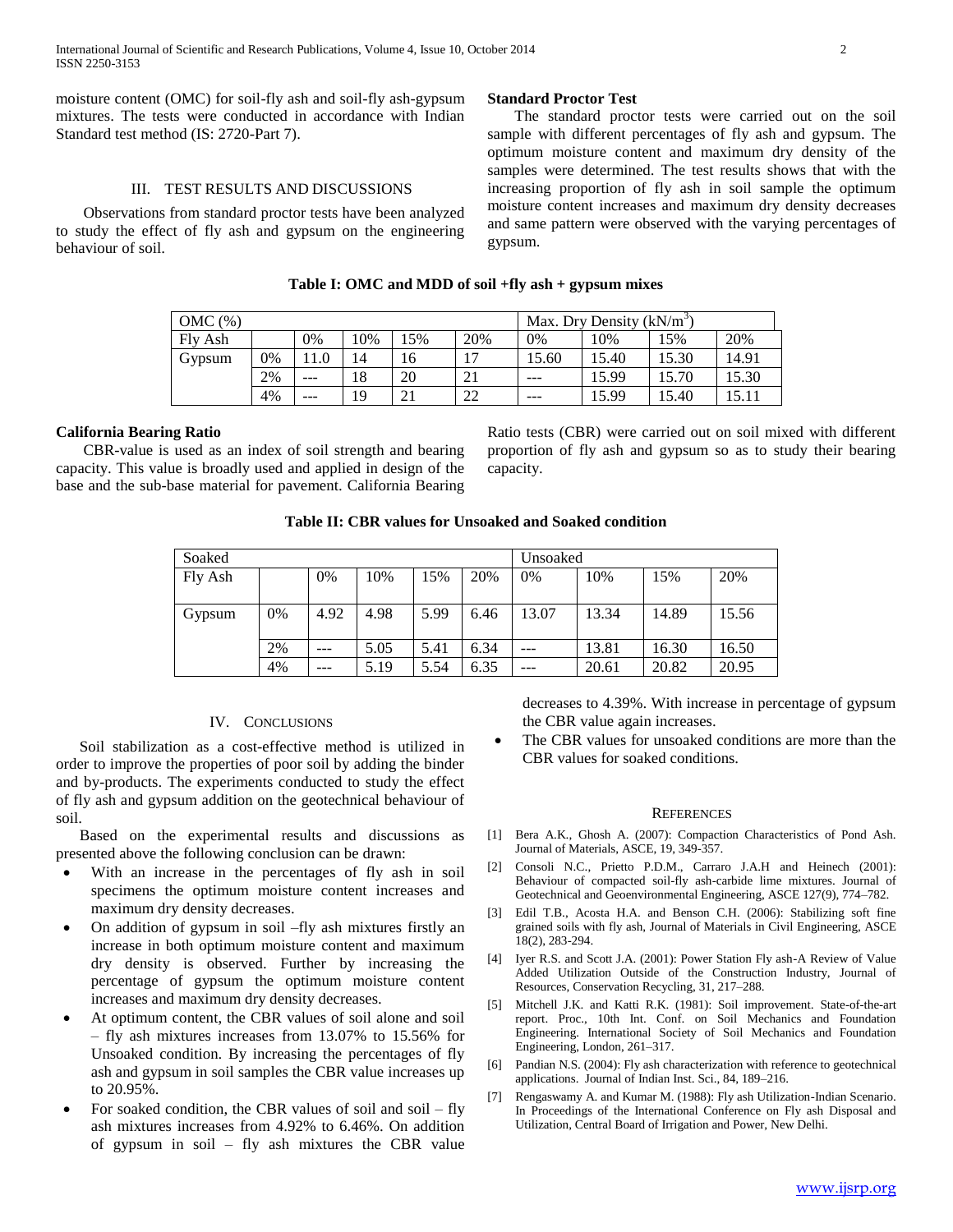moisture content (OMC) for soil-fly ash and soil-fly ash-gypsum mixtures. The tests were conducted in accordance with Indian Standard test method (IS: 2720-Part 7).

## III. TEST RESULTS AND DISCUSSIONS

Observations from standard proctor tests have been analyzed to study the effect of fly ash and gypsum on the engineering behaviour of soil.

### Standard Proctor Test

The standard proctor tests were carried out on the soil sample with different percentages of fly ash and gypsum. The optimum moisture content and maximum dry density of the samples were determined. The test results shows that with the increasing proportion of fly ash in soil sample the optimum moisture content increases and maximum dry density decreases and same pattern were observed with the varying percentages of gypsum.

**Table I: OMC and MDD of soil +fly ash + gypsum mixes**

| OMC (%) | | | | | | Max. Dry Density (kN/m$^3$) | | | |
|---|---|---|---|---|---|---|---|---|---|
| Fly Ash | | 0% | 10% | 15% | 20% | 0% | 10% | 15% | 20% |
| Gypsum | 0% | 11.0 | 14 | 16 | 17 | 15.60 | 15.40 | 15.30 | 14.91 |
| | 2% | --- | 18 | 20 | 21 | --- | 15.99 | 15.70 | 15.30 |
| | 4% | --- | 19 | 21 | 22 | --- | 15.99 | 15.40 | 15.11 |

### California Bearing Ratio

CBR-value is used as an index of soil strength and bearing capacity. This value is broadly used and applied in design of the base and the sub-base material for pavement. California Bearing Ratio tests (CBR) were carried out on soil mixed with different proportion of fly ash and gypsum so as to study their bearing capacity.

**Table II: CBR values for Unsoaked and Soaked condition**

| Soaked | | | | | | Unsoaked | | | |
|---|---|---|---|---|---|---|---|---|---|
| Fly Ash | | 0% | 10% | 15% | 20% | 0% | 10% | 15% | 20% |
| Gypsum | 0% | 4.92 | 4.98 | 5.99 | 6.46 | 13.07 | 13.34 | 14.89 | 15.56 |
| | 2% | --- | 5.05 | 5.41 | 6.34 | --- | 13.81 | 16.30 | 16.50 |
| | 4% | --- | 5.19 | 5.54 | 6.35 | --- | 20.61 | 20.82 | 20.95 |

## IV. CONCLUSIONS

Soil stabilization as a cost-effective method is utilized in order to improve the properties of poor soil by adding the binder and by-products. The experiments conducted to study the effect of fly ash and gypsum addition on the geotechnical behaviour of soil.

Based on the experimental results and discussions as presented above the following conclusion can be drawn:

- With an increase in the percentages of fly ash in soil specimens the optimum moisture content increases and maximum dry density decreases.
- On addition of gypsum in soil –fly ash mixtures firstly an increase in both optimum moisture content and maximum dry density is observed. Further by increasing the percentage of gypsum the optimum moisture content increases and maximum dry density decreases.
- At optimum content, the CBR values of soil alone and soil – fly ash mixtures increases from 13.07% to 15.56% for Unsoaked condition. By increasing the percentages of fly ash and gypsum in soil samples the CBR value increases up to 20.95%.
- For soaked condition, the CBR values of soil and soil – fly ash mixtures increases from 4.92% to 6.46%. On addition of gypsum in soil – fly ash mixtures the CBR value decreases to 4.39%. With increase in percentage of gypsum the CBR value again increases.
- The CBR values for unsoaked conditions are more than the CBR values for soaked conditions.

## REFERENCES

[1] Bera A.K., Ghosh A. (2007): Compaction Characteristics of Pond Ash. Journal of Materials, ASCE, 19, 349-357.

[2] Consoli N.C., Prietto P.D.M., Carraro J.A.H and Heinech (2001): Behaviour of compacted soil-fly ash-carbide lime mixtures. Journal of Geotechnical and Geoenvironmental Engineering, ASCE 127(9), 774–782.

[3] Edil T.B., Acosta H.A. and Benson C.H. (2006): Stabilizing soft fine grained soils with fly ash, Journal of Materials in Civil Engineering, ASCE 18(2), 283-294.

[4] Iyer R.S. and Scott J.A. (2001): Power Station Fly ash-A Review of Value Added Utilization Outside of the Construction Industry, Journal of Resources, Conservation Recycling, 31, 217–288.

[5] Mitchell J.K. and Katti R.K. (1981): Soil improvement. State-of-the-art report. Proc., 10th Int. Conf. on Soil Mechanics and Foundation Engineering. International Society of Soil Mechanics and Foundation Engineering, London, 261–317.

[6] Pandian N.S. (2004): Fly ash characterization with reference to geotechnical applications. Journal of Indian Inst. Sci., 84, 189–216.

[7] Rengaswamy A. and Kumar M. (1988): Fly ash Utilization-Indian Scenario. In Proceedings of the International Conference on Fly ash Disposal and Utilization, Central Board of Irrigation and Power, New Delhi.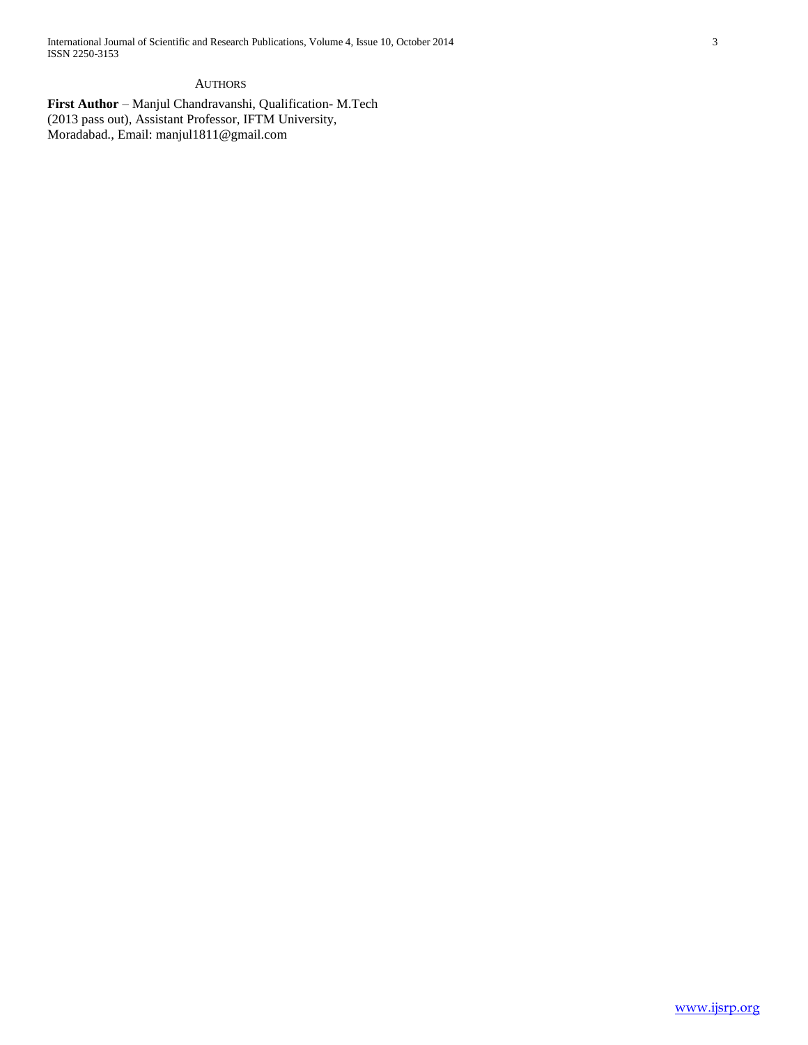## AUTHORS

**First Author** – Manjul Chandravanshi, Qualification- M.Tech (2013 pass out), Assistant Professor, IFTM University, Moradabad., Email: manjul1811@gmail.com